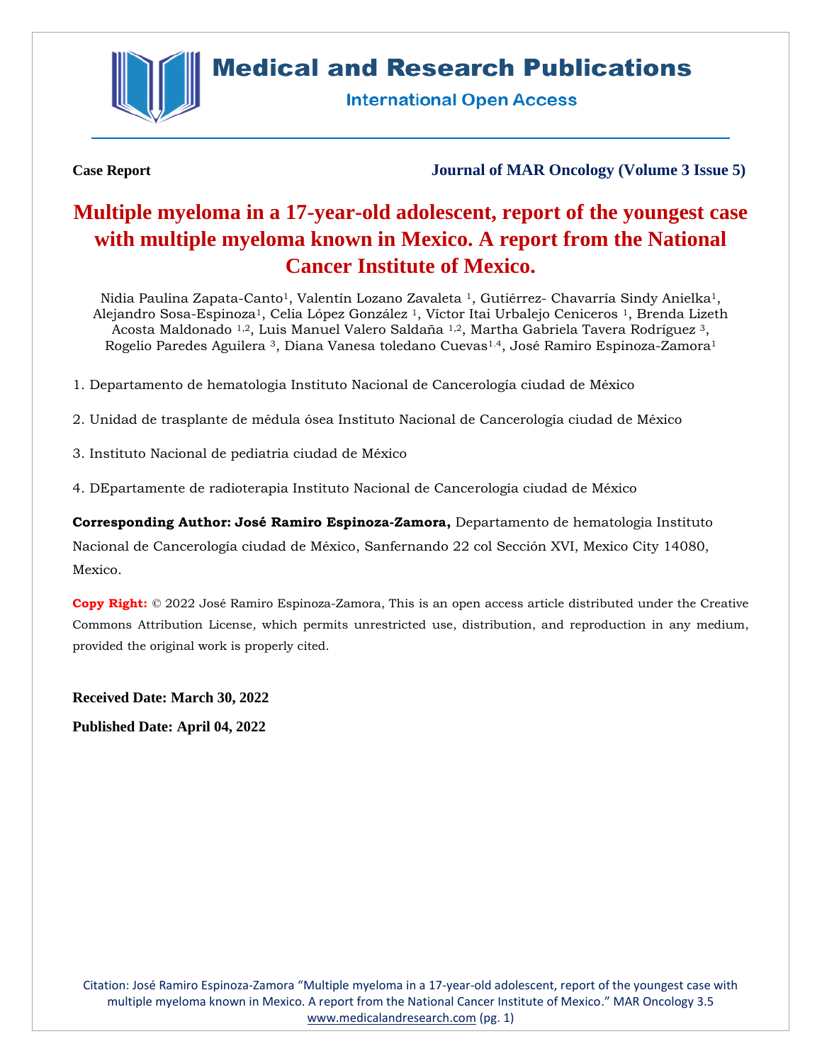Case Report

Journal of MAR Oncology (Volume 3 Issue 5)

# Multiple myeloma in a 17-year-old adolescent, report of the youngest case with multiple myeloma known in Mexico. A report from the National Cancer Institute of Mexico.

Nidia Paulina Zapata-Canto[1], Valentín Lozano Zavaleta [1], Gutiérrez- Chavarría Sindy Anielka[1], Alejandro Sosa-Espinoza[1], Celia López González [1], Víctor Itai Urbalejo Ceniceros [1], Brenda Lizeth Acosta Maldonado [1,2], Luis Manuel Valero Saldaña [1,2], Martha Gabriela Tavera Rodríguez [3], Rogelio Paredes Aguilera [3], Diana Vanesa toledano Cuevas[1,4], José Ramiro Espinoza-Zamora[1]

1. Departamento de hematologia Instituto Nacional de Cancerología ciudad de México

2. Unidad de trasplante de médula ósea Instituto Nacional de Cancerología ciudad de México

3. Instituto Nacional de pediatria ciudad de México

4. DEpartamente de radioterapia Instituto Nacional de Cancerología ciudad de México

**Corresponding Author: José Ramiro Espinoza-Zamora,** Departamento de hematologia Instituto Nacional de Cancerología ciudad de México, Sanfernando 22 col Sección XVI, Mexico City 14080, Mexico.

**Copy Right:** © 2022 José Ramiro Espinoza-Zamora, This is an open access article distributed under the Creative Commons Attribution License, which permits unrestricted use, distribution, and reproduction in any medium, provided the original work is properly cited.

**Received Date: March 30, 2022**

**Published Date: April 04, 2022**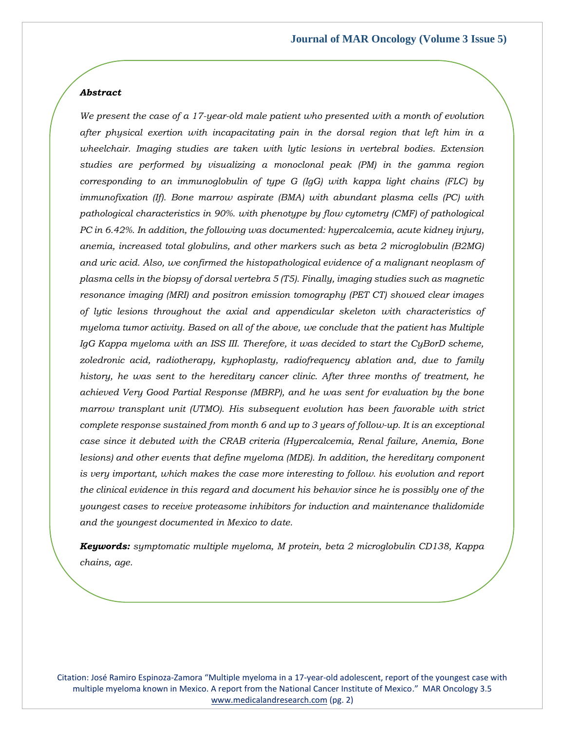***Abstract***

*We present the case of a 17-year-old male patient who presented with a month of evolution after physical exertion with incapacitating pain in the dorsal region that left him in a wheelchair. Imaging studies are taken with lytic lesions in vertebral bodies. Extension studies are performed by visualizing a monoclonal peak (PM) in the gamma region corresponding to an immunoglobulin of type G (IgG) with kappa light chains (FLC) by immunofixation (If). Bone marrow aspirate (BMA) with abundant plasma cells (PC) with pathological characteristics in 90%. with phenotype by flow cytometry (CMF) of pathological PC in 6.42%. In addition, the following was documented: hypercalcemia, acute kidney injury, anemia, increased total globulins, and other markers such as beta 2 microglobulin (B2MG) and uric acid. Also, we confirmed the histopathological evidence of a malignant neoplasm of plasma cells in the biopsy of dorsal vertebra 5 (T5). Finally, imaging studies such as magnetic resonance imaging (MRI) and positron emission tomography (PET CT) showed clear images of lytic lesions throughout the axial and appendicular skeleton with characteristics of myeloma tumor activity. Based on all of the above, we conclude that the patient has Multiple IgG Kappa myeloma with an ISS III. Therefore, it was decided to start the CyBorD scheme, zoledronic acid, radiotherapy, kyphoplasty, radiofrequency ablation and, due to family history, he was sent to the hereditary cancer clinic. After three months of treatment, he achieved Very Good Partial Response (MBRP), and he was sent for evaluation by the bone marrow transplant unit (UTMO). His subsequent evolution has been favorable with strict complete response sustained from month 6 and up to 3 years of follow-up. It is an exceptional case since it debuted with the CRAB criteria (Hypercalcemia, Renal failure, Anemia, Bone lesions) and other events that define myeloma (MDE). In addition, the hereditary component is very important, which makes the case more interesting to follow. his evolution and report the clinical evidence in this regard and document his behavior since he is possibly one of the youngest cases to receive proteasome inhibitors for induction and maintenance thalidomide and the youngest documented in Mexico to date.*

***Keywords:*** *symptomatic multiple myeloma, M protein, beta 2 microglobulin CD138, Kappa chains, age.*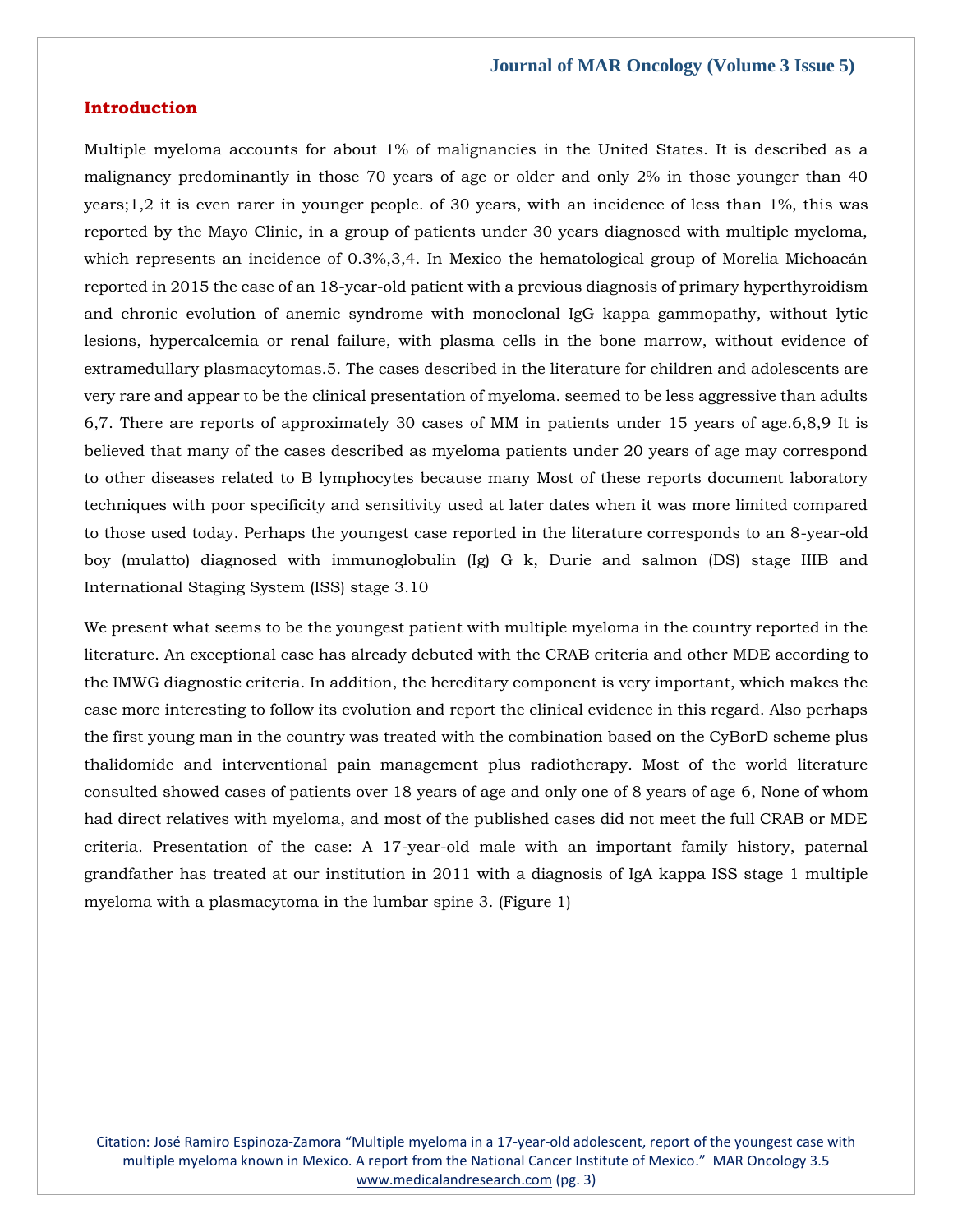## Introduction

Multiple myeloma accounts for about 1% of malignancies in the United States. It is described as a malignancy predominantly in those 70 years of age or older and only 2% in those younger than 40 years;[1,2] it is even rarer in younger people. of 30 years, with an incidence of less than 1%, this was reported by the Mayo Clinic, in a group of patients under 30 years diagnosed with multiple myeloma, which represents an incidence of 0.3%,[3,4]. In Mexico the hematological group of Morelia Michoacán reported in 2015 the case of an 18-year-old patient with a previous diagnosis of primary hyperthyroidism and chronic evolution of anemic syndrome with monoclonal IgG kappa gammopathy, without lytic lesions, hypercalcemia or renal failure, with plasma cells in the bone marrow, without evidence of extramedullary plasmacytomas.[5]. The cases described in the literature for children and adolescents are very rare and appear to be the clinical presentation of myeloma. seemed to be less aggressive than adults [6,7]. There are reports of approximately 30 cases of MM in patients under 15 years of age.[6,8,9] It is believed that many of the cases described as myeloma patients under 20 years of age may correspond to other diseases related to B lymphocytes because many Most of these reports document laboratory techniques with poor specificity and sensitivity used at later dates when it was more limited compared to those used today. Perhaps the youngest case reported in the literature corresponds to an 8-year-old boy (mulatto) diagnosed with immunoglobulin (Ig) G k, Durie and salmon (DS) stage IIIB and International Staging System (ISS) stage 3.[10]

We present what seems to be the youngest patient with multiple myeloma in the country reported in the literature. An exceptional case has already debuted with the CRAB criteria and other MDE according to the IMWG diagnostic criteria. In addition, the hereditary component is very important, which makes the case more interesting to follow its evolution and report the clinical evidence in this regard. Also perhaps the first young man in the country was treated with the combination based on the CyBorD scheme plus thalidomide and interventional pain management plus radiotherapy. Most of the world literature consulted showed cases of patients over 18 years of age and only one of 8 years of age 6, None of whom had direct relatives with myeloma, and most of the published cases did not meet the full CRAB or MDE criteria. Presentation of the case: A 17-year-old male with an important family history, paternal grandfather has treated at our institution in 2011 with a diagnosis of IgA kappa ISS stage 1 multiple myeloma with a plasmacytoma in the lumbar spine 3. (Figure 1)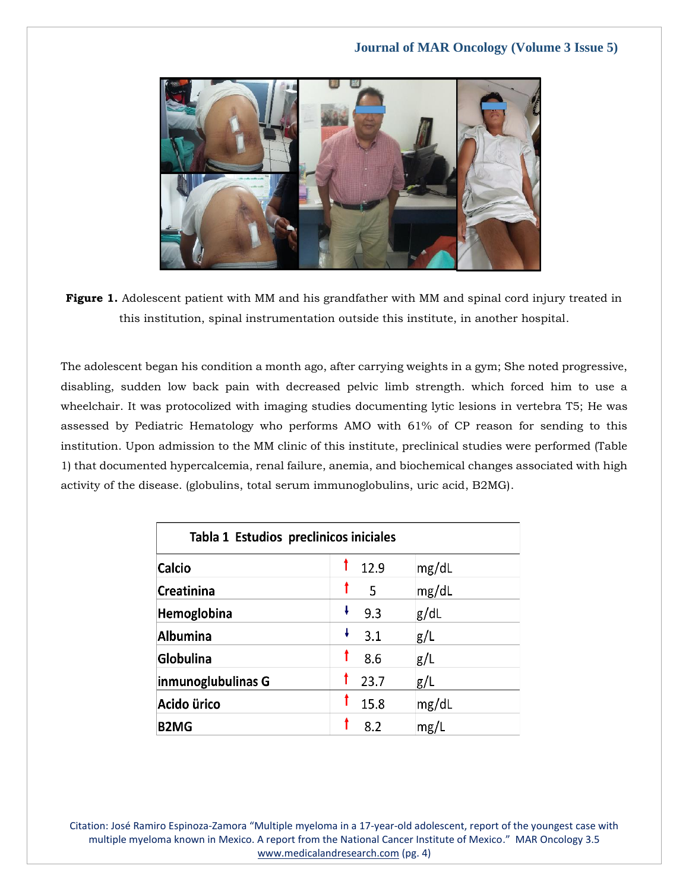**Figure 1.** Adolescent patient with MM and his grandfather with MM and spinal cord injury treated in this institution, spinal instrumentation outside this institute, in another hospital.

The adolescent began his condition a month ago, after carrying weights in a gym; She noted progressive, disabling, sudden low back pain with decreased pelvic limb strength. which forced him to use a wheelchair. It was protocolized with imaging studies documenting lytic lesions in vertebra T5; He was assessed by Pediatric Hematology who performs AMO with 61% of CP reason for sending to this institution. Upon admission to the MM clinic of this institute, preclinical studies were performed (Table 1) that documented hypercalcemia, renal failure, anemia, and biochemical changes associated with high activity of the disease. (globulins, total serum immunoglobulins, uric acid, B2MG).

| Tabla 1 Estudios preclinicos iniciales | | |
|---|---|---|
| Calcio | ↑ 12.9 | mg/dL |
| Creatinina | ↑ 5 | mg/dL |
| Hemoglobina | ↓ 9.3 | g/dL |
| Albumina | ↓ 3.1 | g/L |
| Globulina | ↑ 8.6 | g/L |
| inmunoglubulinas G | ↑ 23.7 | g/L |
| Acido ürico | ↑ 15.8 | mg/dL |
| B2MG | ↑ 8.2 | mg/L |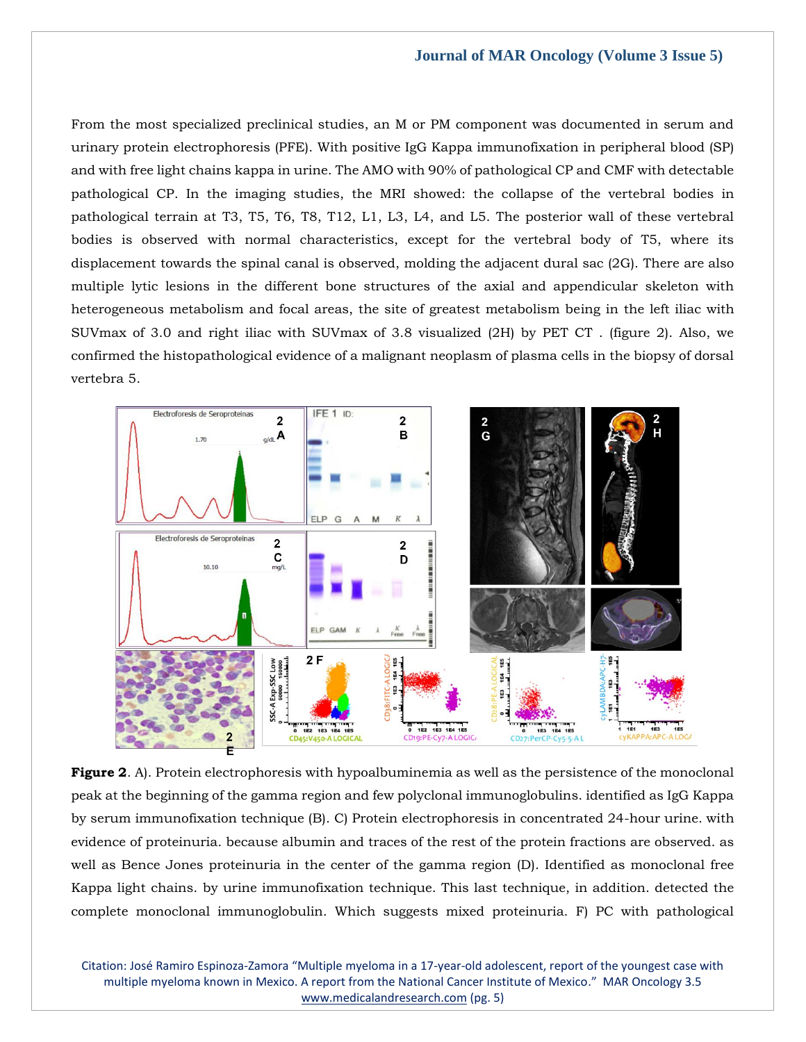From the most specialized preclinical studies, an M or PM component was documented in serum and urinary protein electrophoresis (PFE). With positive IgG Kappa immunofixation in peripheral blood (SP) and with free light chains kappa in urine. The AMO with 90% of pathological CP and CMF with detectable pathological CP. In the imaging studies, the MRI showed: the collapse of the vertebral bodies in pathological terrain at T3, T5, T6, T8, T12, L1, L3, L4, and L5. The posterior wall of these vertebral bodies is observed with normal characteristics, except for the vertebral body of T5, where its displacement towards the spinal canal is observed, molding the adjacent dural sac (2G). There are also multiple lytic lesions in the different bone structures of the axial and appendicular skeleton with heterogeneous metabolism and focal areas, the site of greatest metabolism being in the left iliac with SUVmax of 3.0 and right iliac with SUVmax of 3.8 visualized (2H) by PET CT . (figure 2). Also, we confirmed the histopathological evidence of a malignant neoplasm of plasma cells in the biopsy of dorsal vertebra 5.

**Figure 2**. A). Protein electrophoresis with hypoalbuminemia as well as the persistence of the monoclonal peak at the beginning of the gamma region and few polyclonal immunoglobulins. identified as IgG Kappa by serum immunofixation technique (B). C) Protein electrophoresis in concentrated 24-hour urine. with evidence of proteinuria. because albumin and traces of the rest of the protein fractions are observed. as well as Bence Jones proteinuria in the center of the gamma region (D). Identified as monoclonal free Kappa light chains. by urine immunofixation technique. This last technique, in addition. detected the complete monoclonal immunoglobulin. Which suggests mixed proteinuria. F) PC with pathological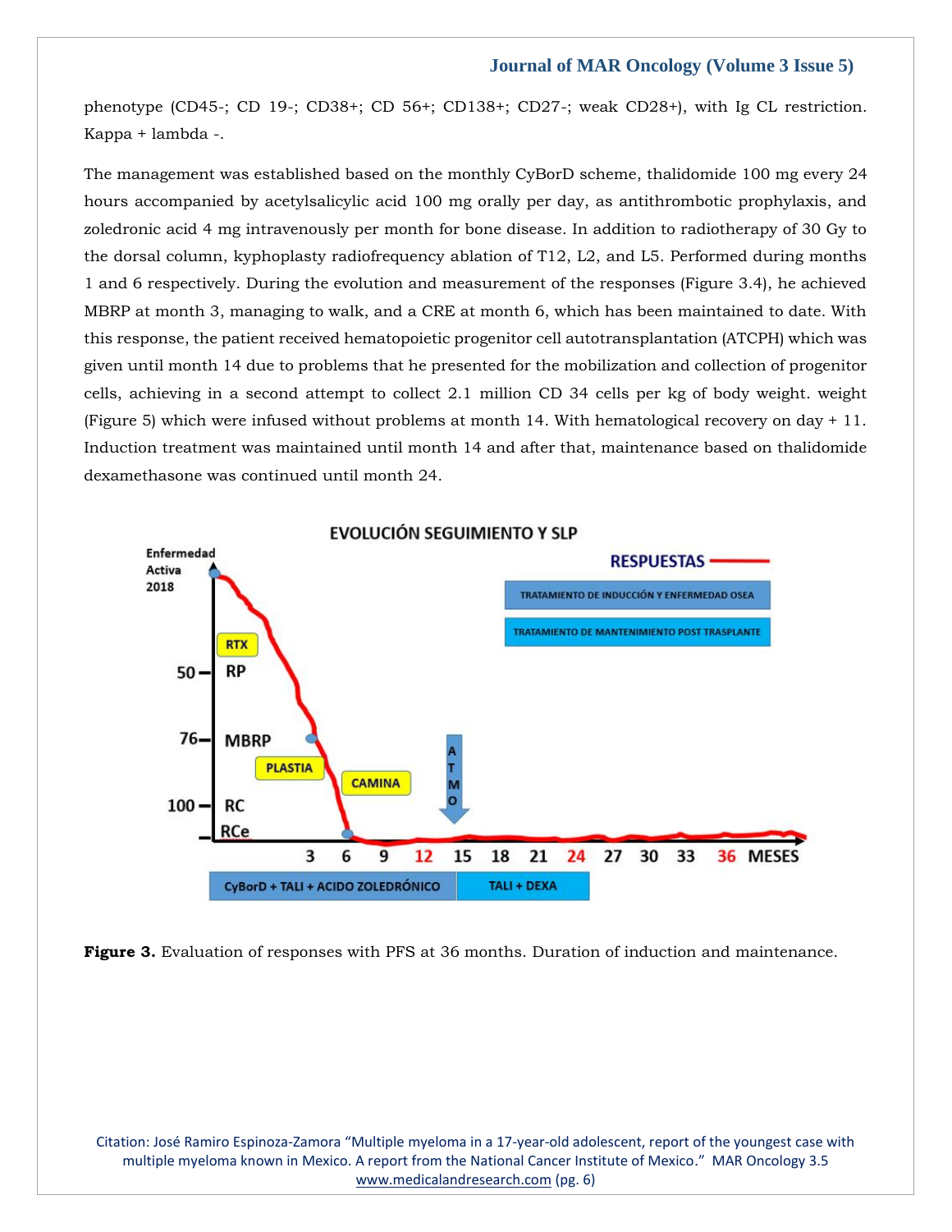phenotype (CD45-; CD 19-; CD38+; CD 56+; CD138+; CD27-; weak CD28+), with Ig CL restriction. Kappa + lambda -.

The management was established based on the monthly CyBorD scheme, thalidomide 100 mg every 24 hours accompanied by acetylsalicylic acid 100 mg orally per day, as antithrombotic prophylaxis, and zoledronic acid 4 mg intravenously per month for bone disease. In addition to radiotherapy of 30 Gy to the dorsal column, kyphoplasty radiofrequency ablation of T12, L2, and L5. Performed during months 1 and 6 respectively. During the evolution and measurement of the responses (Figure 3.4), he achieved MBRP at month 3, managing to walk, and a CRE at month 6, which has been maintained to date. With this response, the patient received hematopoietic progenitor cell autotransplantation (ATCPH) which was given until month 14 due to problems that he presented for the mobilization and collection of progenitor cells, achieving in a second attempt to collect 2.1 million CD 34 cells per kg of body weight. weight (Figure 5) which were infused without problems at month 14. With hematological recovery on day + 11. Induction treatment was maintained until month 14 and after that, maintenance based on thalidomide dexamethasone was continued until month 24.

**Figure 3.** Evaluation of responses with PFS at 36 months. Duration of induction and maintenance.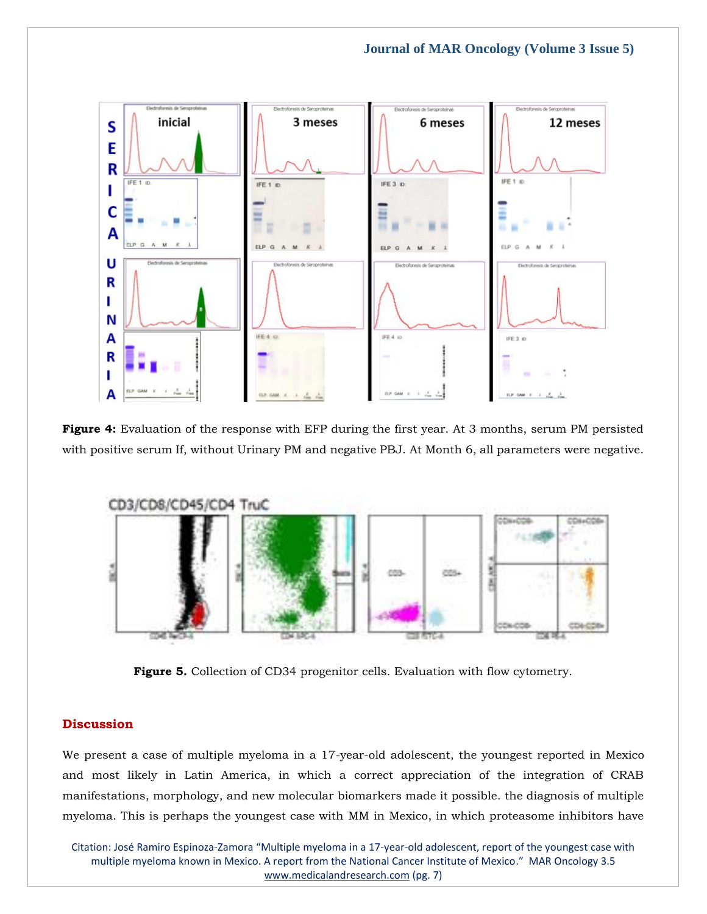**Figure 4:** Evaluation of the response with EFP during the first year. At 3 months, serum PM persisted with positive serum If, without Urinary PM and negative PBJ. At Month 6, all parameters were negative.

**Figure 5.** Collection of CD34 progenitor cells. Evaluation with flow cytometry.

## Discussion

We present a case of multiple myeloma in a 17-year-old adolescent, the youngest reported in Mexico and most likely in Latin America, in which a correct appreciation of the integration of CRAB manifestations, morphology, and new molecular biomarkers made it possible. the diagnosis of multiple myeloma. This is perhaps the youngest case with MM in Mexico, in which proteasome inhibitors have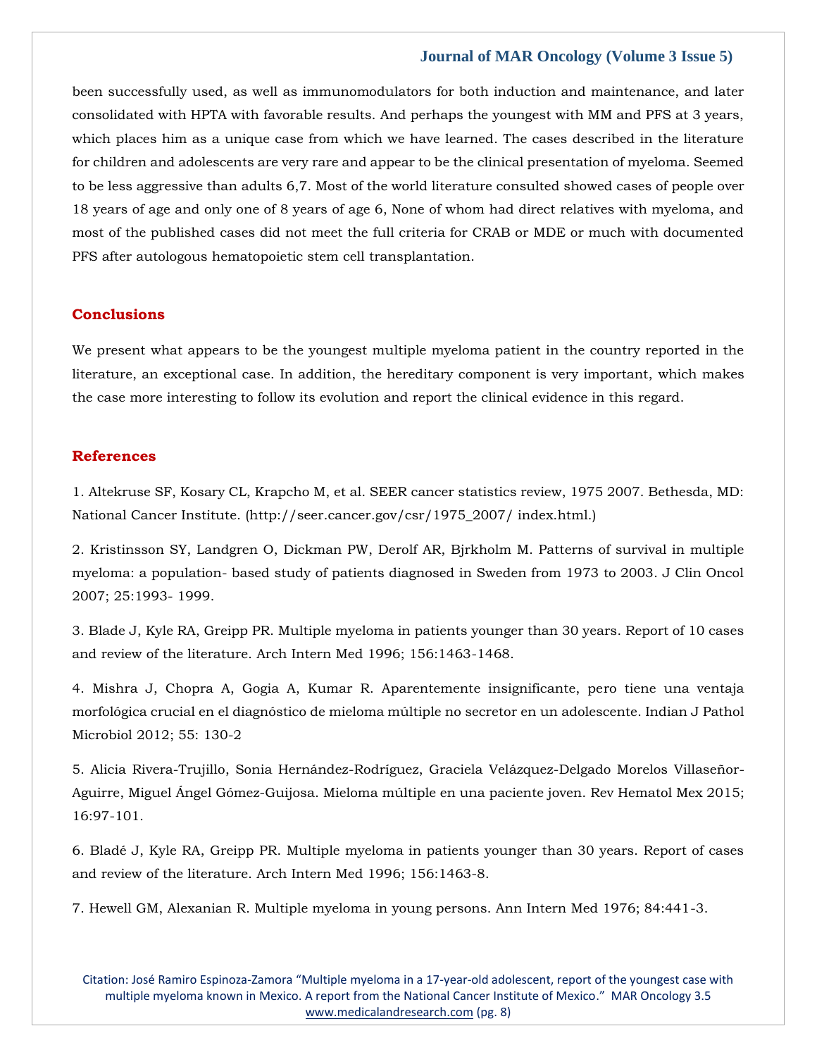been successfully used, as well as immunomodulators for both induction and maintenance, and later consolidated with HPTA with favorable results. And perhaps the youngest with MM and PFS at 3 years, which places him as a unique case from which we have learned. The cases described in the literature for children and adolescents are very rare and appear to be the clinical presentation of myeloma. Seemed to be less aggressive than adults 6,7. Most of the world literature consulted showed cases of people over 18 years of age and only one of 8 years of age 6, None of whom had direct relatives with myeloma, and most of the published cases did not meet the full criteria for CRAB or MDE or much with documented PFS after autologous hematopoietic stem cell transplantation.

## Conclusions

We present what appears to be the youngest multiple myeloma patient in the country reported in the literature, an exceptional case. In addition, the hereditary component is very important, which makes the case more interesting to follow its evolution and report the clinical evidence in this regard.

## References

1. Altekruse SF, Kosary CL, Krapcho M, et al. SEER cancer statistics review, 1975 2007. Bethesda, MD: National Cancer Institute. (http://seer.cancer.gov/csr/1975_2007/ index.html.)

2. Kristinsson SY, Landgren O, Dickman PW, Derolf AR, Bjrkholm M. Patterns of survival in multiple myeloma: a population- based study of patients diagnosed in Sweden from 1973 to 2003. J Clin Oncol 2007; 25:1993- 1999.

3. Blade J, Kyle RA, Greipp PR. Multiple myeloma in patients younger than 30 years. Report of 10 cases and review of the literature. Arch Intern Med 1996; 156:1463-1468.

4. Mishra J, Chopra A, Gogia A, Kumar R. Aparentemente insignificante, pero tiene una ventaja morfológica crucial en el diagnóstico de mieloma múltiple no secretor en un adolescente. Indian J Pathol Microbiol 2012; 55: 130-2

5. Alicia Rivera-Trujillo, Sonia Hernández-Rodríguez, Graciela Velázquez-Delgado Morelos Villaseñor-Aguirre, Miguel Ángel Gómez-Guijosa. Mieloma múltiple en una paciente joven. Rev Hematol Mex 2015; 16:97-101.

6. Bladé J, Kyle RA, Greipp PR. Multiple myeloma in patients younger than 30 years. Report of cases and review of the literature. Arch Intern Med 1996; 156:1463-8.

7. Hewell GM, Alexanian R. Multiple myeloma in young persons. Ann Intern Med 1976; 84:441-3.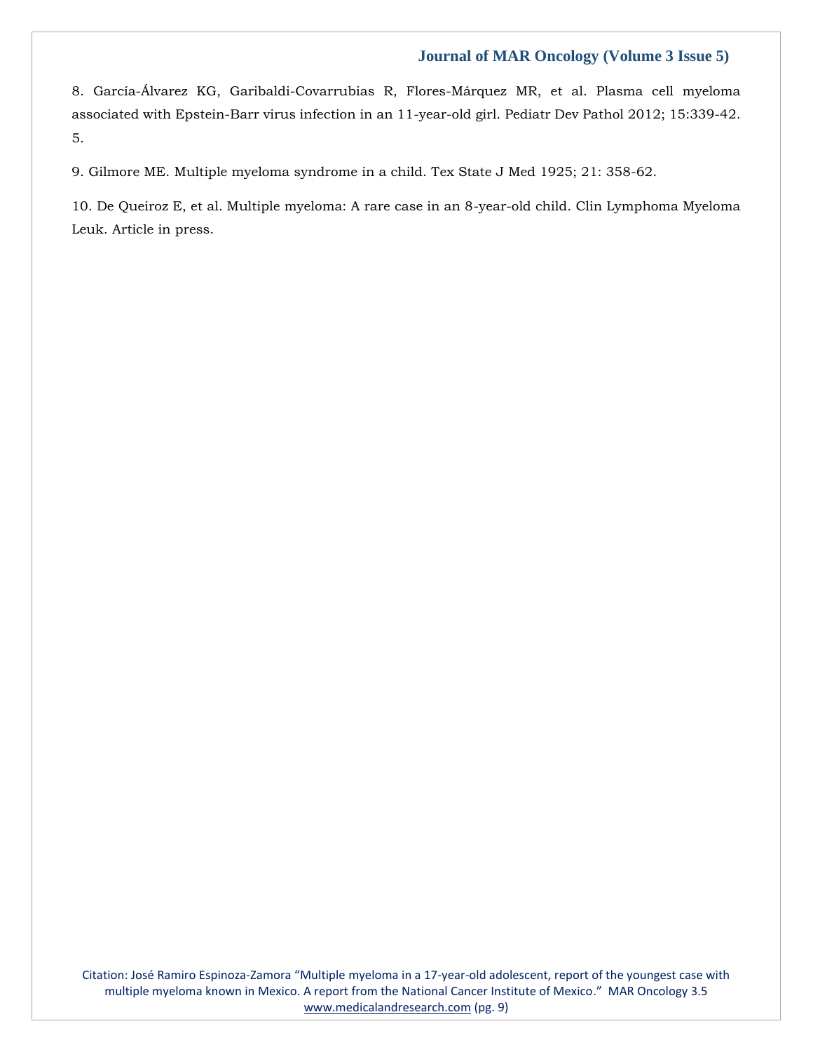8. García-Álvarez KG, Garibaldi-Covarrubias R, Flores-Márquez MR, et al. Plasma cell myeloma associated with Epstein-Barr virus infection in an 11-year-old girl. Pediatr Dev Pathol 2012; 15:339-42. 5.

9. Gilmore ME. Multiple myeloma syndrome in a child. Tex State J Med 1925; 21: 358-62.

10. De Queiroz E, et al. Multiple myeloma: A rare case in an 8-year-old child. Clin Lymphoma Myeloma Leuk. Article in press.